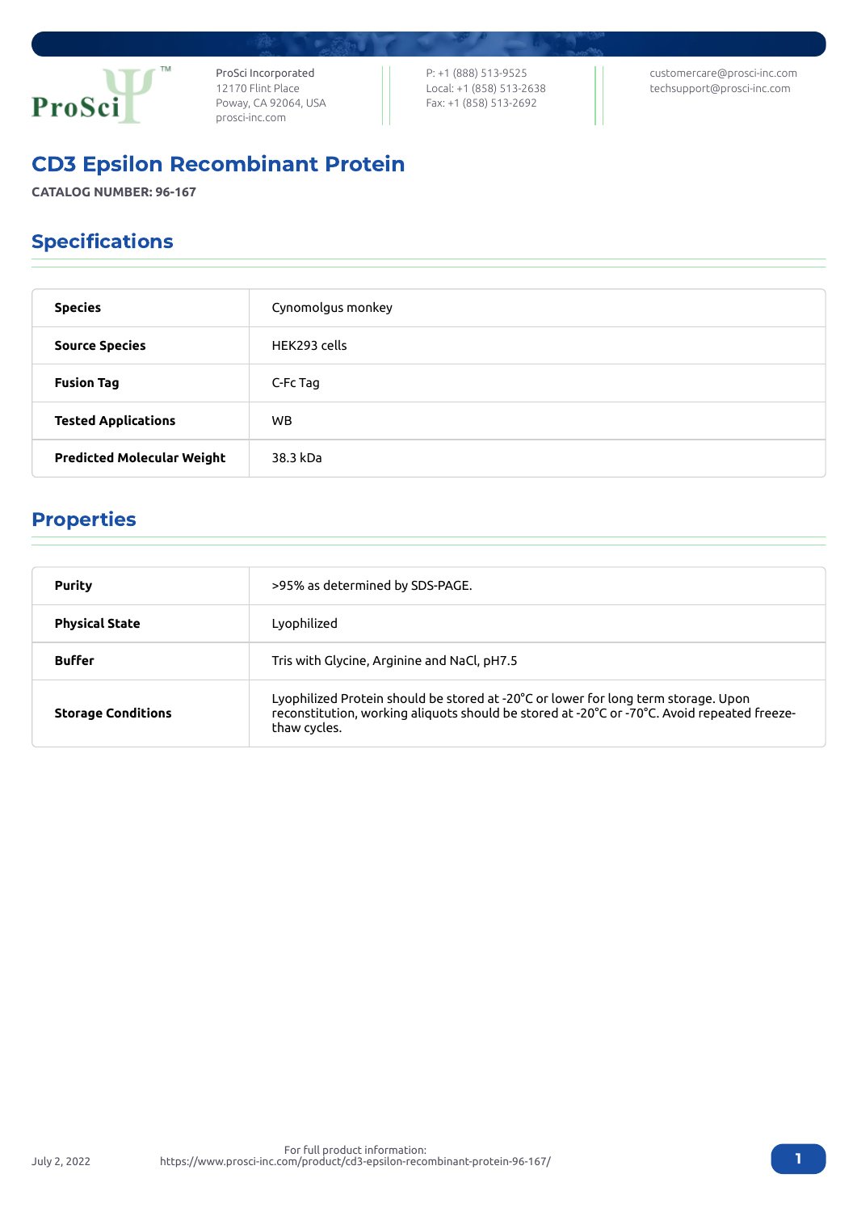ProSci Incorporated
12170 Flint Place
Poway, CA 92064, USA
prosci-inc.com

P: +1 (888) 513-9525
Local: +1 (858) 513-2638
Fax: +1 (858) 513-2692

customercare@prosci-inc.com
techsupport@prosci-inc.com

# CD3 Epsilon Recombinant Protein

**CATALOG NUMBER: 96-167**

## Specifications

| | |
|---|---|
| **Species** | Cynomolgus monkey |
| **Source Species** | HEK293 cells |
| **Fusion Tag** | C-Fc Tag |
| **Tested Applications** | WB |
| **Predicted Molecular Weight** | 38.3 kDa |

## Properties

| | |
|---|---|
| **Purity** | >95% as determined by SDS-PAGE. |
| **Physical State** | Lyophilized |
| **Buffer** | Tris with Glycine, Arginine and NaCl, pH7.5 |
| **Storage Conditions** | Lyophilized Protein should be stored at -20°C or lower for long term storage. Upon reconstitution, working aliquots should be stored at -20°C or -70°C. Avoid repeated freeze-thaw cycles. |

July 2, 2022

For full product information:
https://www.prosci-inc.com/product/cd3-epsilon-recombinant-protein-96-167/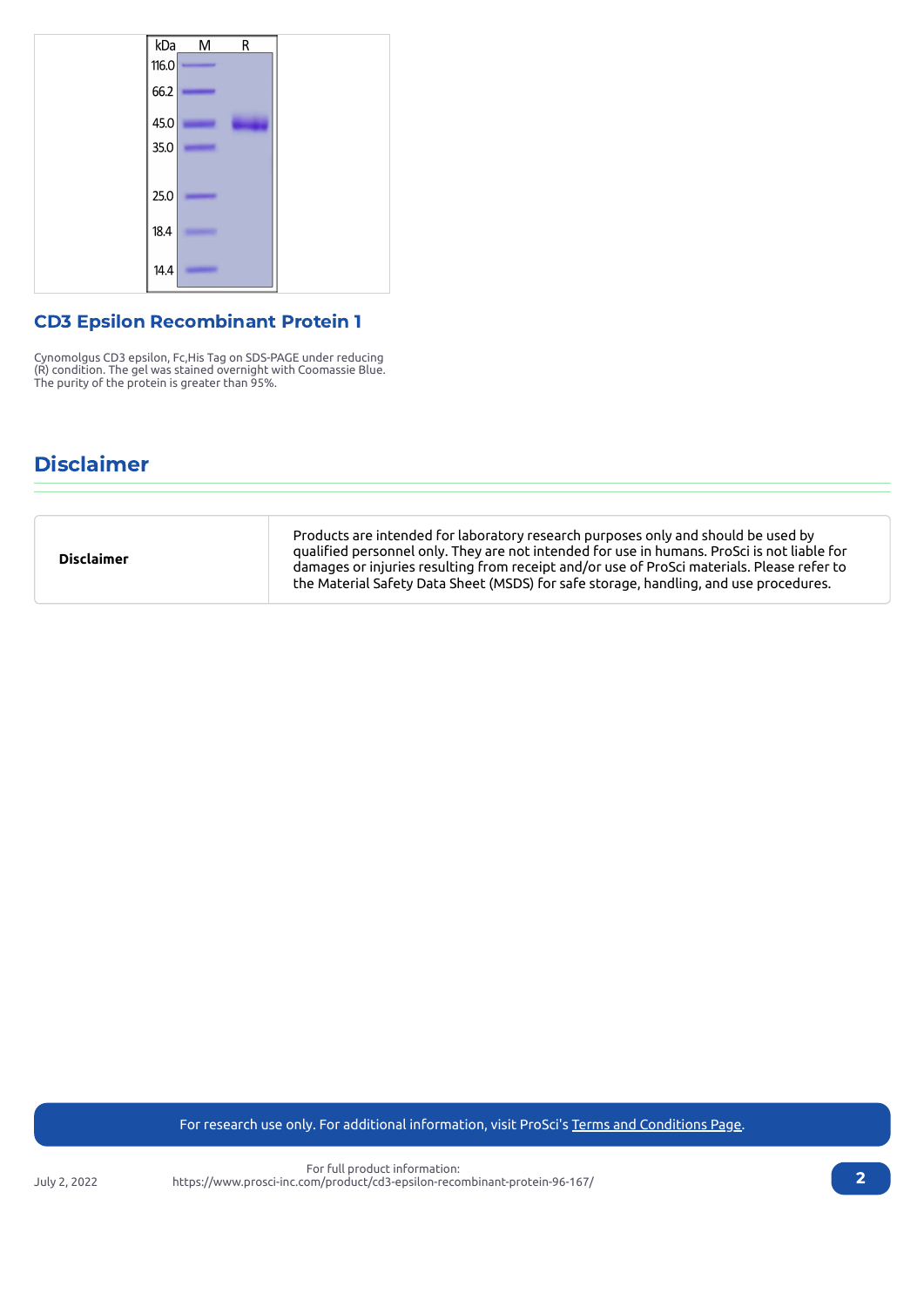kDa M R
116.0
66.2
45.0
35.0
25.0
18.4
14.4

### CD3 Epsilon Recombinant Protein 1

Cynomolgus CD3 epsilon, Fc,His Tag on SDS-PAGE under reducing (R) condition. The gel was stained overnight with Coomassie Blue. The purity of the protein is greater than 95%.

## Disclaimer

| | |
|---|---|
| **Disclaimer** | Products are intended for laboratory research purposes only and should be used by qualified personnel only. They are not intended for use in humans. ProSci is not liable for damages or injuries resulting from receipt and/or use of ProSci materials. Please refer to the Material Safety Data Sheet (MSDS) for safe storage, handling, and use procedures. |

For research use only. For additional information, visit ProSci's Terms and Conditions Page.

July 2, 2022

For full product information:
https://www.prosci-inc.com/product/cd3-epsilon-recombinant-protein-96-167/